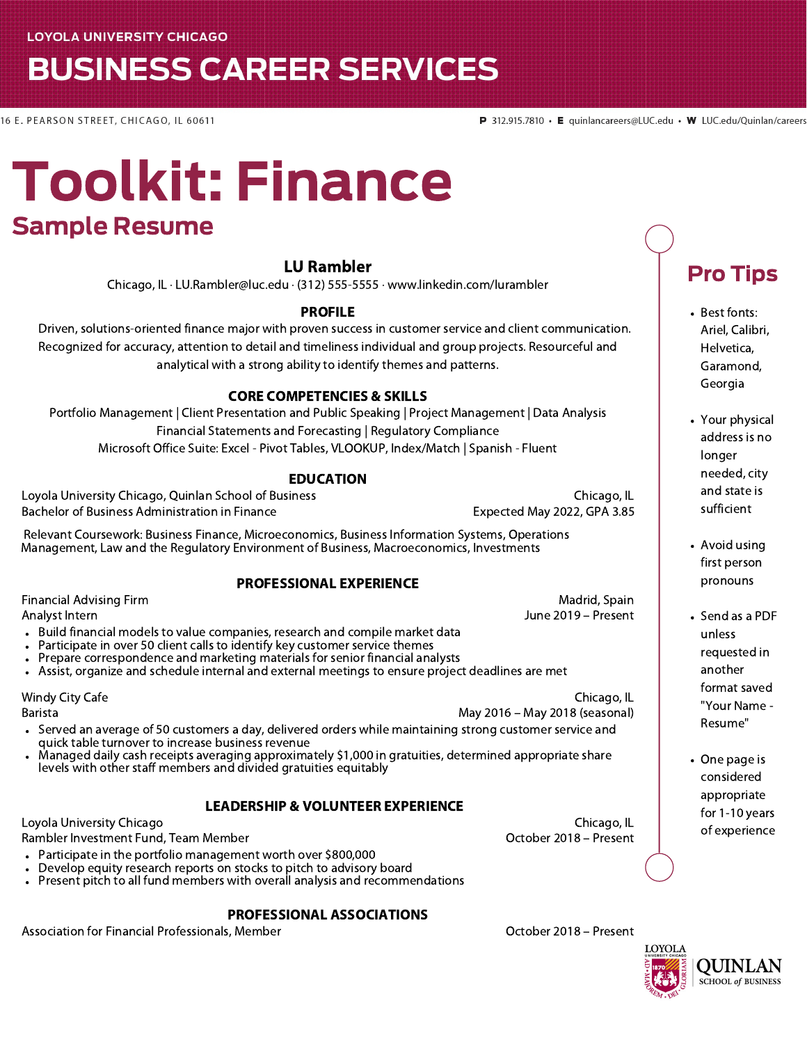LOYOLA UNIVERSITY CHICAGO

# BUSINESS CAREER SERVICES

16 E. PEARSON STREET, CHICAGO, IL 60611

**P** 312.915.7810 • **E** quinlancareers@LUC.edu • **W** LUC.edu/Quinlan/careers

# Toolkit: Finance

## Sample Resume

### LU Rambler

Chicago, IL · LU.Rambler@luc.edu · (312) 555-5555 · www.linkedin.com/lurambler

**PROFILE**

Driven, solutions-oriented finance major with proven success in customer service and client communication. Recognized for accuracy, attention to detail and timeliness individual and group projects. Resourceful and analytical with a strong ability to identify themes and patterns.

**CORE COMPETENCIES & SKILLS**

Portfolio Management | Client Presentation and Public Speaking | Project Management | Data Analysis
Financial Statements and Forecasting | Regulatory Compliance
Microsoft Office Suite: Excel - Pivot Tables, VLOOKUP, Index/Match | Spanish - Fluent

**EDUCATION**

Loyola University Chicago, Quinlan School of Business — Chicago, IL
Bachelor of Business Administration in Finance — Expected May 2022, GPA 3.85

Relevant Coursework: Business Finance, Microeconomics, Business Information Systems, Operations Management, Law and the Regulatory Environment of Business, Macroeconomics, Investments

**PROFESSIONAL EXPERIENCE**

Financial Advising Firm — Madrid, Spain
Analyst Intern — June 2019 – Present

- Build financial models to value companies, research and compile market data
- Participate in over 50 client calls to identify key customer service themes
- Prepare correspondence and marketing materials for senior financial analysts
- Assist, organize and schedule internal and external meetings to ensure project deadlines are met

Windy City Cafe — Chicago, IL
Barista — May 2016 – May 2018 (seasonal)

- Served an average of 50 customers a day, delivered orders while maintaining strong customer service and quick table turnover to increase business revenue
- Managed daily cash receipts averaging approximately $1,000 in gratuities, determined appropriate share levels with other staff members and divided gratuities equitably

**LEADERSHIP & VOLUNTEER EXPERIENCE**

Loyola University Chicago — Chicago, IL
Rambler Investment Fund, Team Member — October 2018 – Present

- Participate in the portfolio management worth over $800,000
- Develop equity research reports on stocks to pitch to advisory board
- Present pitch to all fund members with overall analysis and recommendations

**PROFESSIONAL ASSOCIATIONS**

Association for Financial Professionals, Member — October 2018 – Present

## Pro Tips

- Best fonts: Ariel, Calibri, Helvetica, Garamond, Georgia
- Your physical address is no longer needed, city and state is sufficient
- Avoid using first person pronouns
- Send as a PDF unless requested in another format saved "Your Name - Resume"
- One page is considered appropriate for 1-10 years of experience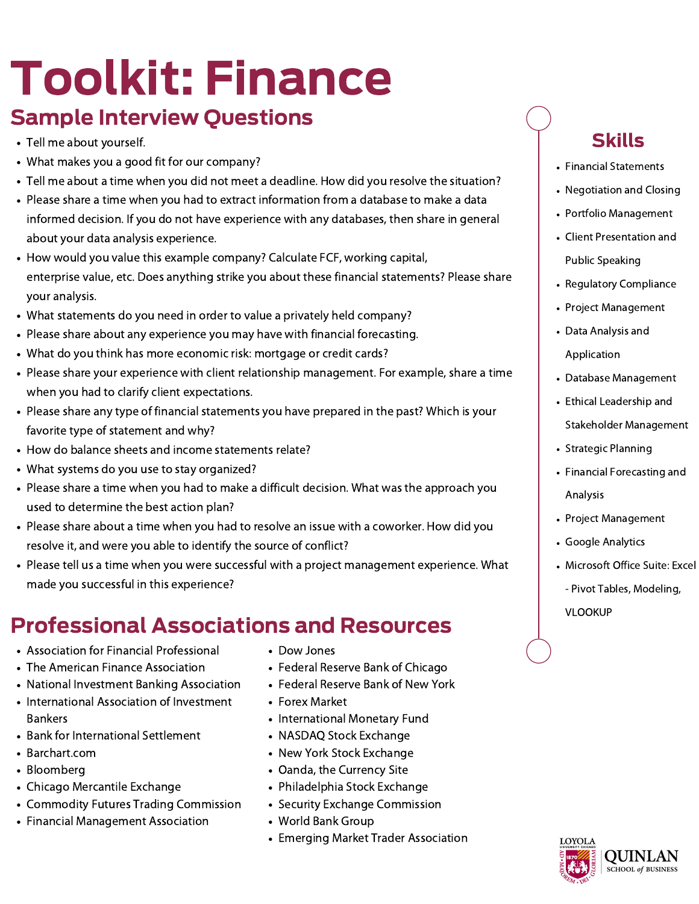# Toolkit: Finance

## Sample Interview Questions

- Tell me about yourself.
- What makes you a good fit for our company?
- Tell me about a time when you did not meet a deadline. How did you resolve the situation?
- Please share a time when you had to extract information from a database to make a data informed decision. If you do not have experience with any databases, then share in general about your data analysis experience.
- How would you value this example company? Calculate FCF, working capital, enterprise value, etc. Does anything strike you about these financial statements? Please share your analysis.
- What statements do you need in order to value a privately held company?
- Please share about any experience you may have with financial forecasting.
- What do you think has more economic risk: mortgage or credit cards?
- Please share your experience with client relationship management. For example, share a time when you had to clarify client expectations.
- Please share any type of financial statements you have prepared in the past? Which is your favorite type of statement and why?
- How do balance sheets and income statements relate?
- What systems do you use to stay organized?
- Please share a time when you had to make a difficult decision. What was the approach you used to determine the best action plan?
- Please share about a time when you had to resolve an issue with a coworker. How did you resolve it, and were you able to identify the source of conflict?
- Please tell us a time when you were successful with a project management experience. What made you successful in this experience?

## Skills

- Financial Statements
- Negotiation and Closing
- Portfolio Management
- Client Presentation and Public Speaking
- Regulatory Compliance
- Project Management
- Data Analysis and Application
- Database Management
- Ethical Leadership and Stakeholder Management
- Strategic Planning
- Financial Forecasting and Analysis
- Project Management
- Google Analytics
- Microsoft Office Suite: Excel - Pivot Tables, Modeling, VLOOKUP

## Professional Associations and Resources

- Association for Financial Professional
- The American Finance Association
- National Investment Banking Association
- International Association of Investment Bankers
- Bank for International Settlement
- Barchart.com
- Bloomberg
- Chicago Mercantile Exchange
- Commodity Futures Trading Commission
- Financial Management Association
- Dow Jones
- Federal Reserve Bank of Chicago
- Federal Reserve Bank of New York
- Forex Market
- International Monetary Fund
- NASDAQ Stock Exchange
- New York Stock Exchange
- Oanda, the Currency Site
- Philadelphia Stock Exchange
- Security Exchange Commission
- World Bank Group
- Emerging Market Trader Association

LOYOLA UNIVERSITY CHICAGO | QUINLAN SCHOOL of BUSINESS